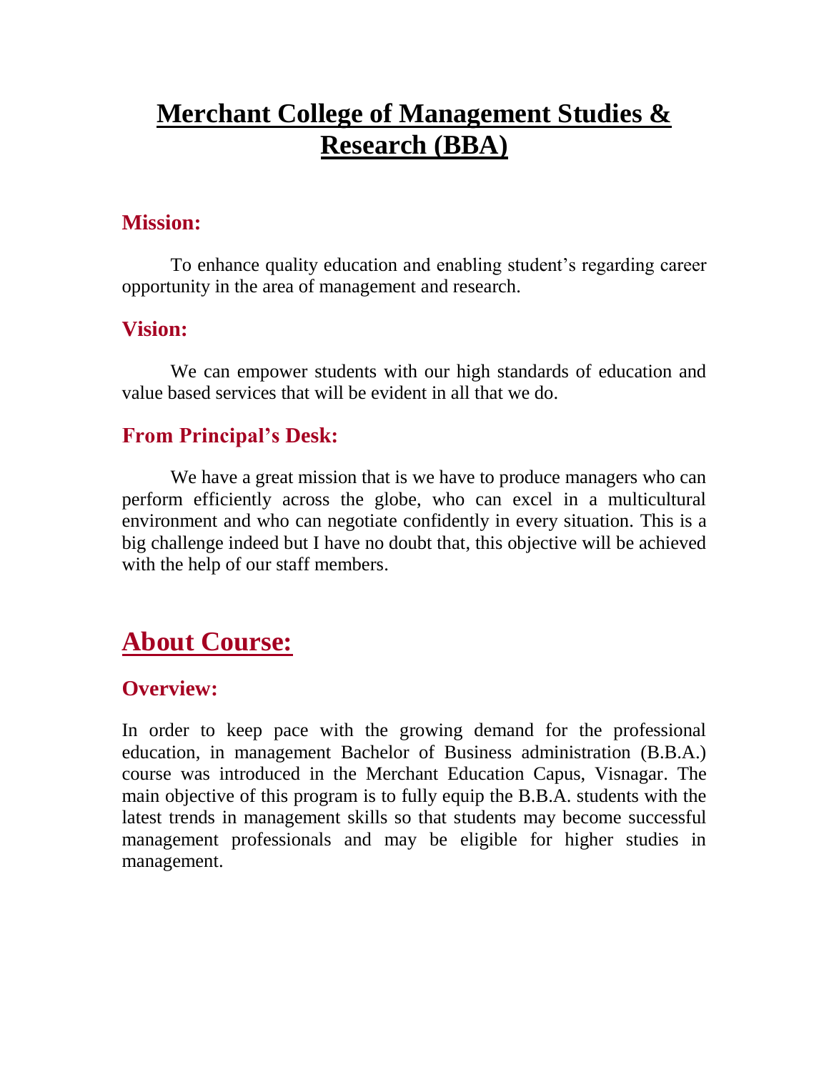# Merchant College of Management Studies & Research (BBA)

### Mission:

To enhance quality education and enabling student's regarding career opportunity in the area of management and research.

### Vision:

We can empower students with our high standards of education and value based services that will be evident in all that we do.

### From Principal's Desk:

We have a great mission that is we have to produce managers who can perform efficiently across the globe, who can excel in a multicultural environment and who can negotiate confidently in every situation. This is a big challenge indeed but I have no doubt that, this objective will be achieved with the help of our staff members.

## About Course:

### Overview:

In order to keep pace with the growing demand for the professional education, in management Bachelor of Business administration (B.B.A.) course was introduced in the Merchant Education Capus, Visnagar. The main objective of this program is to fully equip the B.B.A. students with the latest trends in management skills so that students may become successful management professionals and may be eligible for higher studies in management.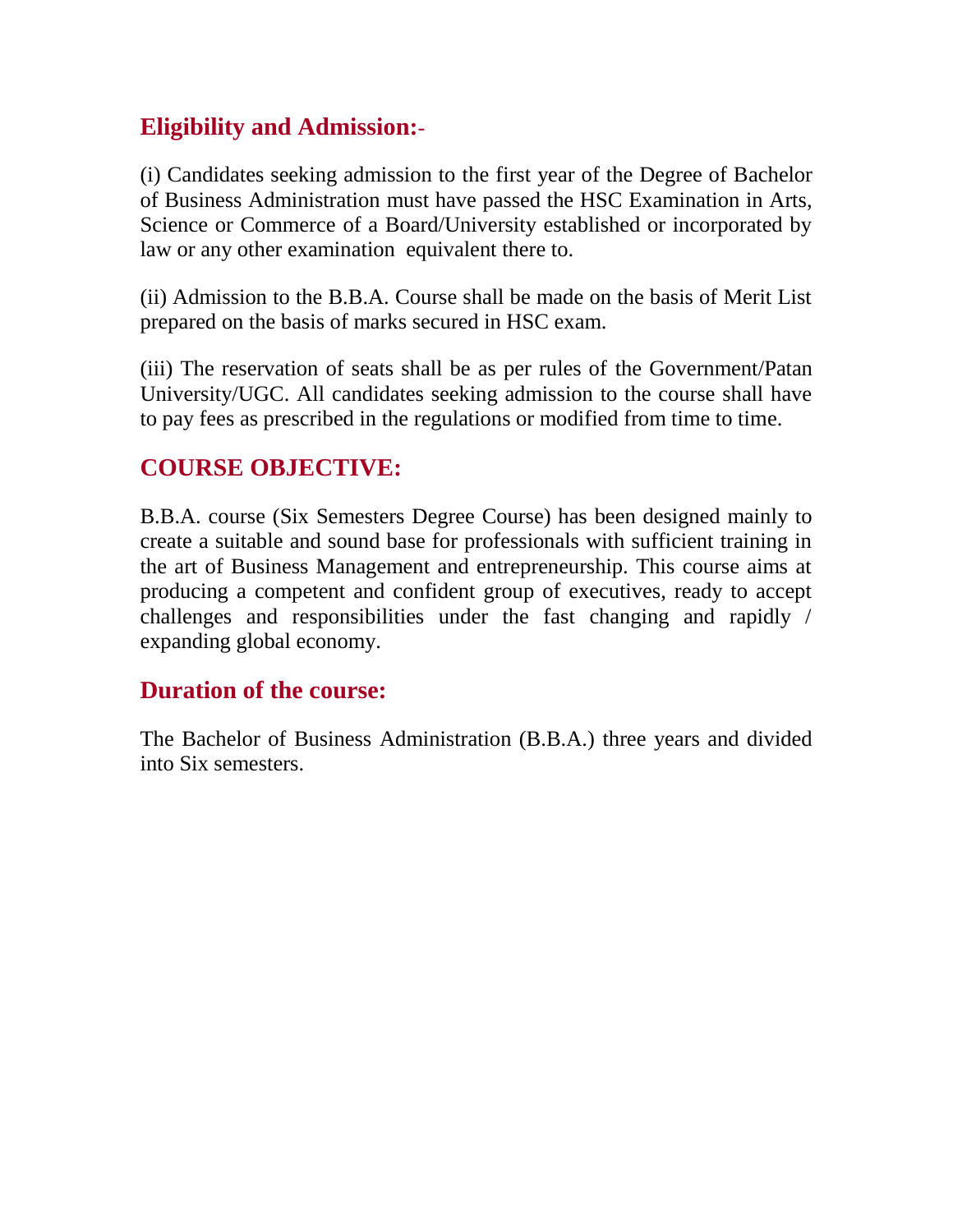## Eligibility and Admission:-

(i) Candidates seeking admission to the first year of the Degree of Bachelor of Business Administration must have passed the HSC Examination in Arts, Science or Commerce of a Board/University established or incorporated by law or any other examination equivalent there to.

(ii) Admission to the B.B.A. Course shall be made on the basis of Merit List prepared on the basis of marks secured in HSC exam.

(iii) The reservation of seats shall be as per rules of the Government/Patan University/UGC. All candidates seeking admission to the course shall have to pay fees as prescribed in the regulations or modified from time to time.

## COURSE OBJECTIVE:

B.B.A. course (Six Semesters Degree Course) has been designed mainly to create a suitable and sound base for professionals with sufficient training in the art of Business Management and entrepreneurship. This course aims at producing a competent and confident group of executives, ready to accept challenges and responsibilities under the fast changing and rapidly / expanding global economy.

## Duration of the course:

The Bachelor of Business Administration (B.B.A.) three years and divided into Six semesters.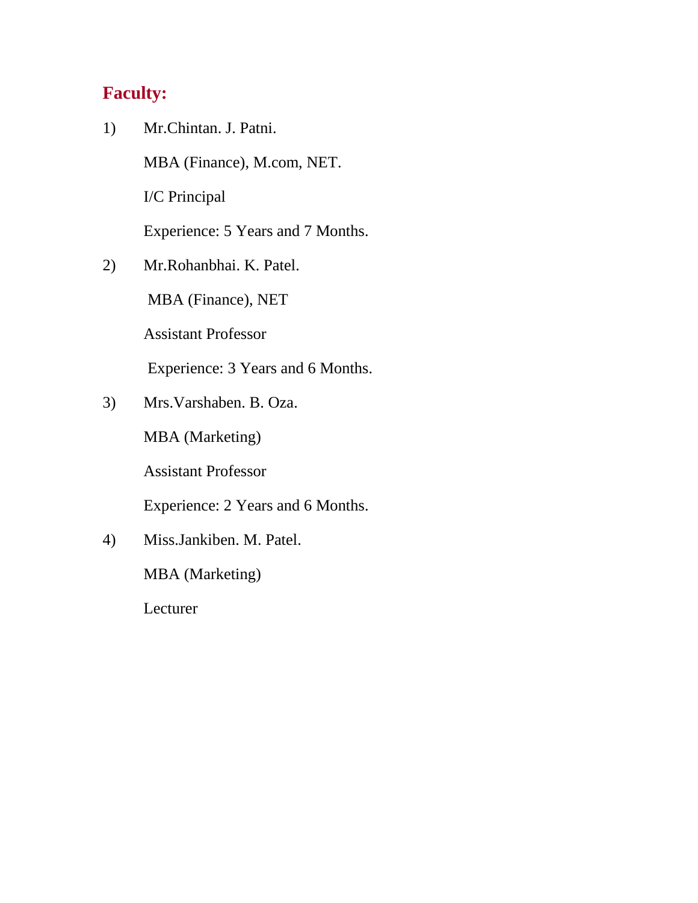## Faculty:

1) Mr.Chintan. J. Patni.

   MBA (Finance), M.com, NET.

   I/C Principal

   Experience: 5 Years and 7 Months.

2) Mr.Rohanbhai. K. Patel.

   MBA (Finance), NET

   Assistant Professor

   Experience: 3 Years and 6 Months.

3) Mrs.Varshaben. B. Oza.

   MBA (Marketing)

   Assistant Professor

   Experience: 2 Years and 6 Months.

4) Miss.Jankiben. M. Patel.

   MBA (Marketing)

   Lecturer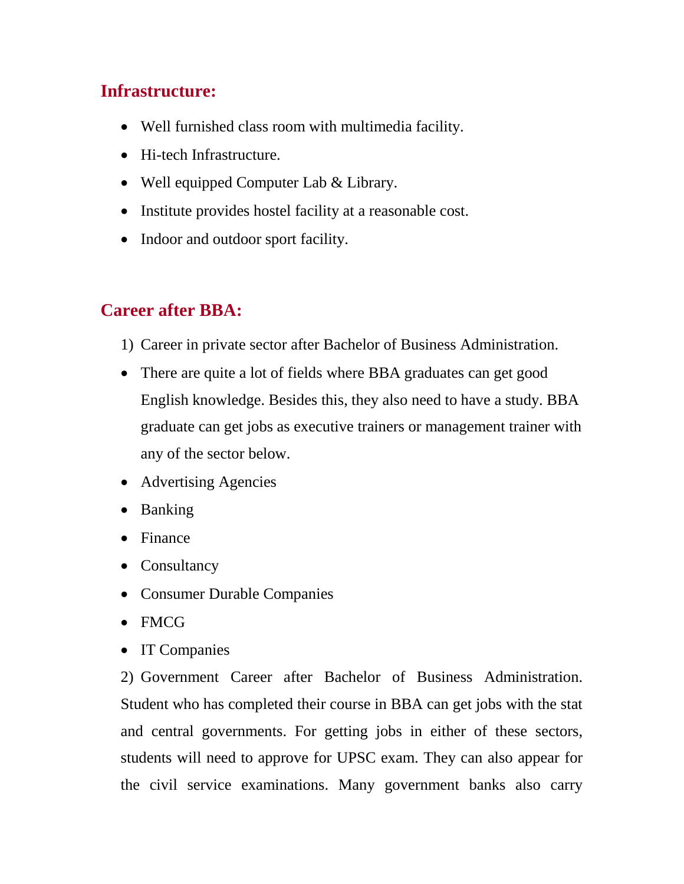## Infrastructure:

- Well furnished class room with multimedia facility.
- Hi-tech Infrastructure.
- Well equipped Computer Lab & Library.
- Institute provides hostel facility at a reasonable cost.
- Indoor and outdoor sport facility.

## Career after BBA:

1) Career in private sector after Bachelor of Business Administration.

- There are quite a lot of fields where BBA graduates can get good English knowledge. Besides this, they also need to have a study. BBA graduate can get jobs as executive trainers or management trainer with any of the sector below.
- Advertising Agencies
- Banking
- Finance
- Consultancy
- Consumer Durable Companies
- FMCG
- IT Companies

2) Government Career after Bachelor of Business Administration. Student who has completed their course in BBA can get jobs with the stat and central governments. For getting jobs in either of these sectors, students will need to approve for UPSC exam. They can also appear for the civil service examinations. Many government banks also carry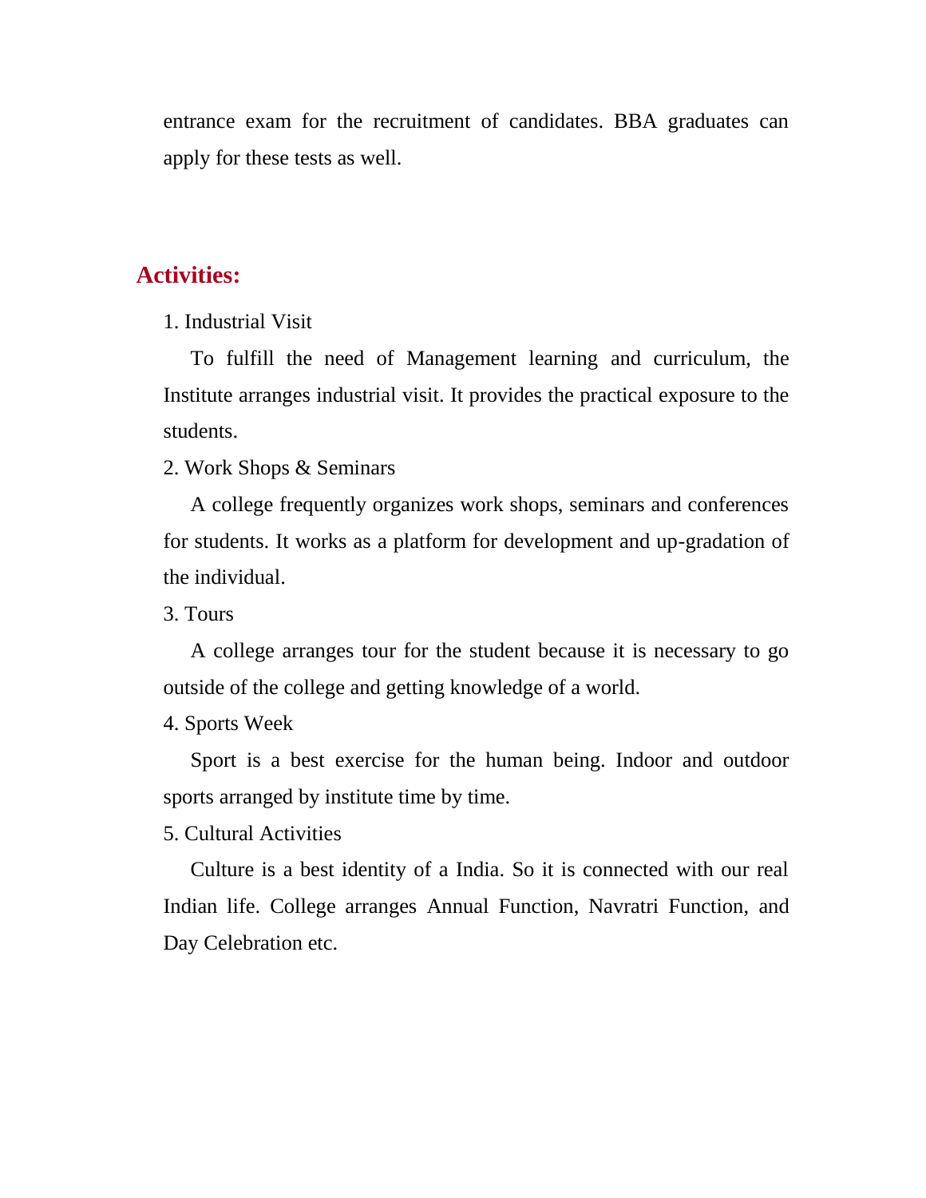entrance exam for the recruitment of candidates. BBA graduates can apply for these tests as well.

## Activities:

1. Industrial Visit

To fulfill the need of Management learning and curriculum, the Institute arranges industrial visit. It provides the practical exposure to the students.

2. Work Shops & Seminars

A college frequently organizes work shops, seminars and conferences for students. It works as a platform for development and up-gradation of the individual.

3. Tours

A college arranges tour for the student because it is necessary to go outside of the college and getting knowledge of a world.

4. Sports Week

Sport is a best exercise for the human being. Indoor and outdoor sports arranged by institute time by time.

5. Cultural Activities

Culture is a best identity of a India. So it is connected with our real Indian life. College arranges Annual Function, Navratri Function, and Day Celebration etc.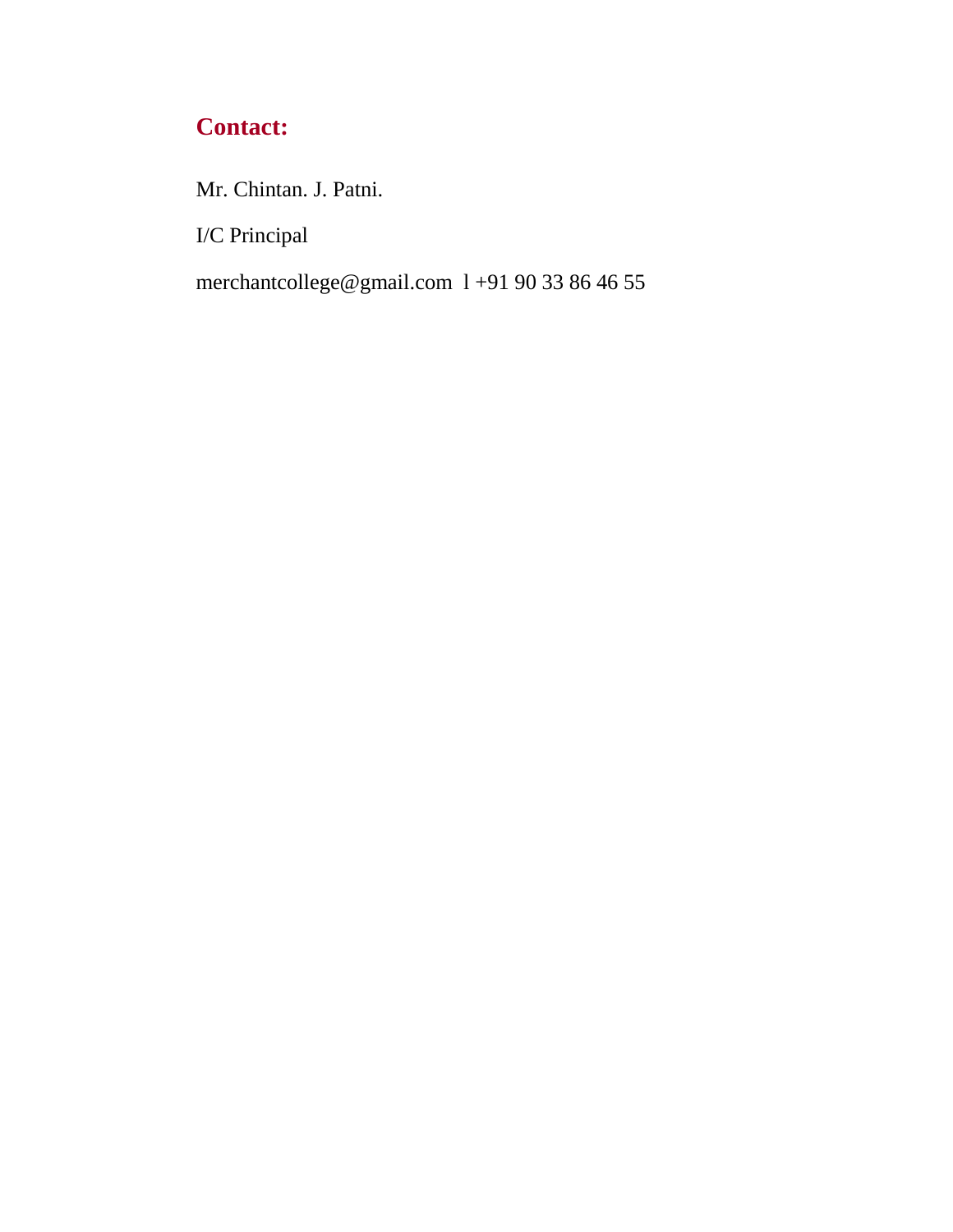## Contact:

Mr. Chintan. J. Patni.

I/C Principal

merchantcollege@gmail.com l +91 90 33 86 46 55